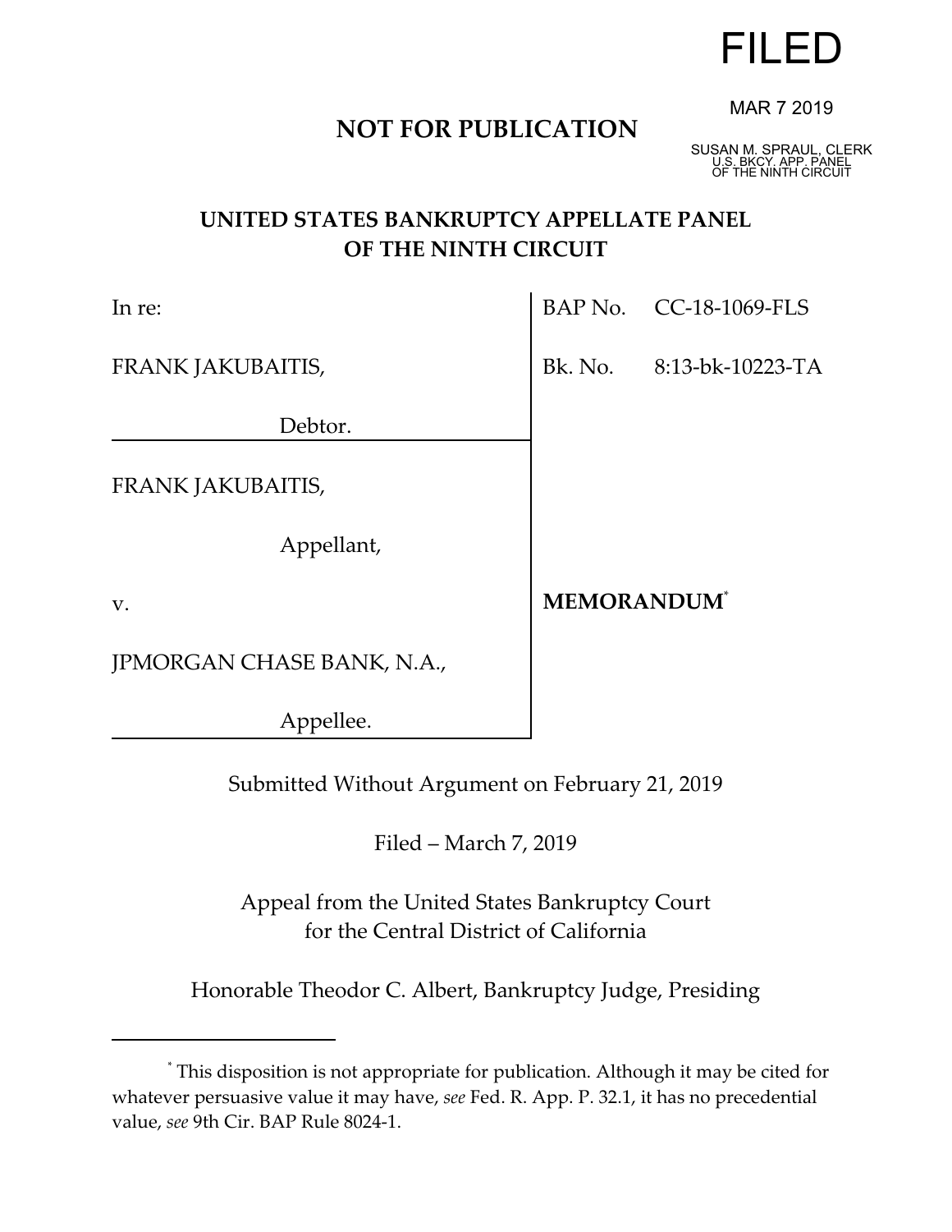FILED

MAR 7 2019

SUSAN M. SPRAUL, CLERK
U.S. BKCY. APP. PANEL
OF THE NINTH CIRCUIT

**NOT FOR PUBLICATION**

# UNITED STATES BANKRUPTCY APPELLATE PANEL OF THE NINTH CIRCUIT

| | |
|---|---|
| In re: | BAP No. CC-18-1069-FLS |
| FRANK JAKUBAITIS, Debtor. | Bk. No. 8:13-bk-10223-TA |
| FRANK JAKUBAITIS, Appellant, | |
| v. | **MEMORANDUM**[*] |
| JPMORGAN CHASE BANK, N.A., Appellee. | |

Submitted Without Argument on February 21, 2019

Filed – March 7, 2019

Appeal from the United States Bankruptcy Court for the Central District of California

Honorable Theodor C. Albert, Bankruptcy Judge, Presiding

---

[*] This disposition is not appropriate for publication. Although it may be cited for whatever persuasive value it may have, *see* Fed. R. App. P. 32.1, it has no precedential value, *see* 9th Cir. BAP Rule 8024-1.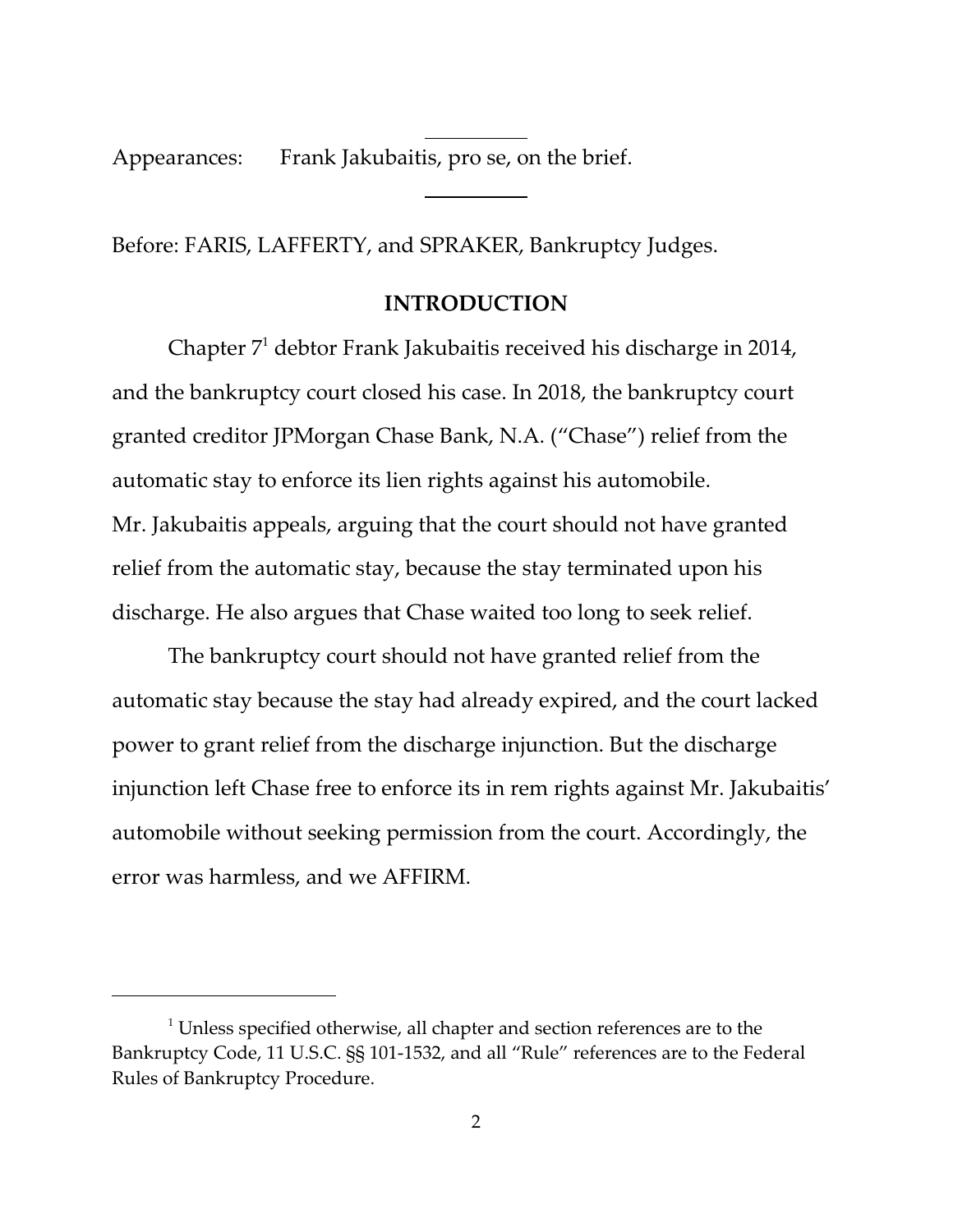Appearances: Frank Jakubaitis, pro se, on the brief.

Before: FARIS, LAFFERTY, and SPRAKER, Bankruptcy Judges.

## INTRODUCTION

Chapter 7[1] debtor Frank Jakubaitis received his discharge in 2014, and the bankruptcy court closed his case. In 2018, the bankruptcy court granted creditor JPMorgan Chase Bank, N.A. ("Chase") relief from the automatic stay to enforce its lien rights against his automobile. Mr. Jakubaitis appeals, arguing that the court should not have granted relief from the automatic stay, because the stay terminated upon his discharge. He also argues that Chase waited too long to seek relief.

The bankruptcy court should not have granted relief from the automatic stay because the stay had already expired, and the court lacked power to grant relief from the discharge injunction. But the discharge injunction left Chase free to enforce its in rem rights against Mr. Jakubaitis' automobile without seeking permission from the court. Accordingly, the error was harmless, and we AFFIRM.

---

[1] Unless specified otherwise, all chapter and section references are to the Bankruptcy Code, 11 U.S.C. §§ 101-1532, and all "Rule" references are to the Federal Rules of Bankruptcy Procedure.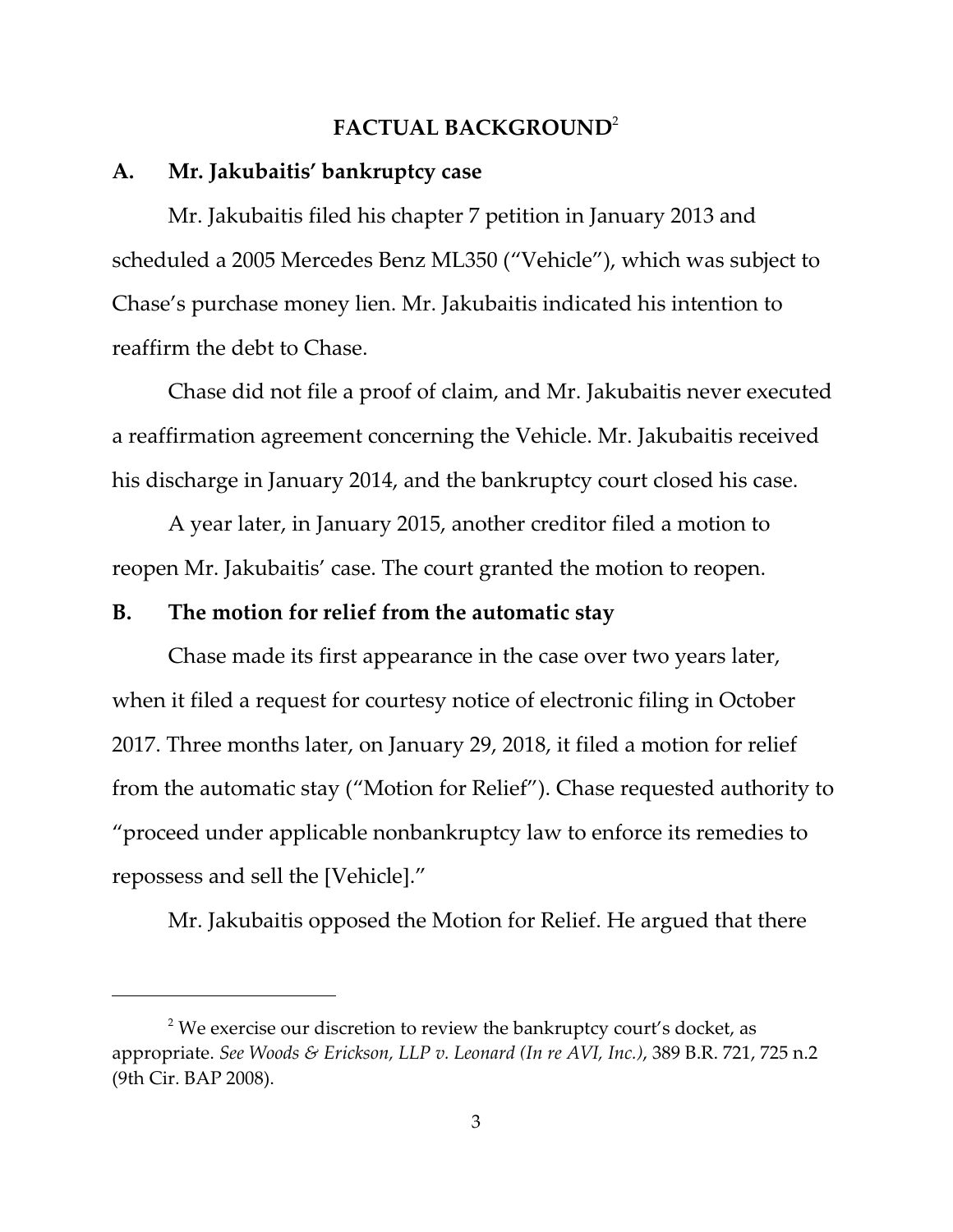## FACTUAL BACKGROUND[2]

### A. Mr. Jakubaitis' bankruptcy case

Mr. Jakubaitis filed his chapter 7 petition in January 2013 and scheduled a 2005 Mercedes Benz ML350 ("Vehicle"), which was subject to Chase's purchase money lien. Mr. Jakubaitis indicated his intention to reaffirm the debt to Chase.

Chase did not file a proof of claim, and Mr. Jakubaitis never executed a reaffirmation agreement concerning the Vehicle. Mr. Jakubaitis received his discharge in January 2014, and the bankruptcy court closed his case.

A year later, in January 2015, another creditor filed a motion to reopen Mr. Jakubaitis' case. The court granted the motion to reopen.

### B. The motion for relief from the automatic stay

Chase made its first appearance in the case over two years later, when it filed a request for courtesy notice of electronic filing in October 2017. Three months later, on January 29, 2018, it filed a motion for relief from the automatic stay ("Motion for Relief"). Chase requested authority to "proceed under applicable nonbankruptcy law to enforce its remedies to repossess and sell the [Vehicle]."

Mr. Jakubaitis opposed the Motion for Relief. He argued that there

---

[2] We exercise our discretion to review the bankruptcy court's docket, as appropriate. *See Woods & Erickson, LLP v. Leonard (In re AVI, Inc.)*, 389 B.R. 721, 725 n.2 (9th Cir. BAP 2008).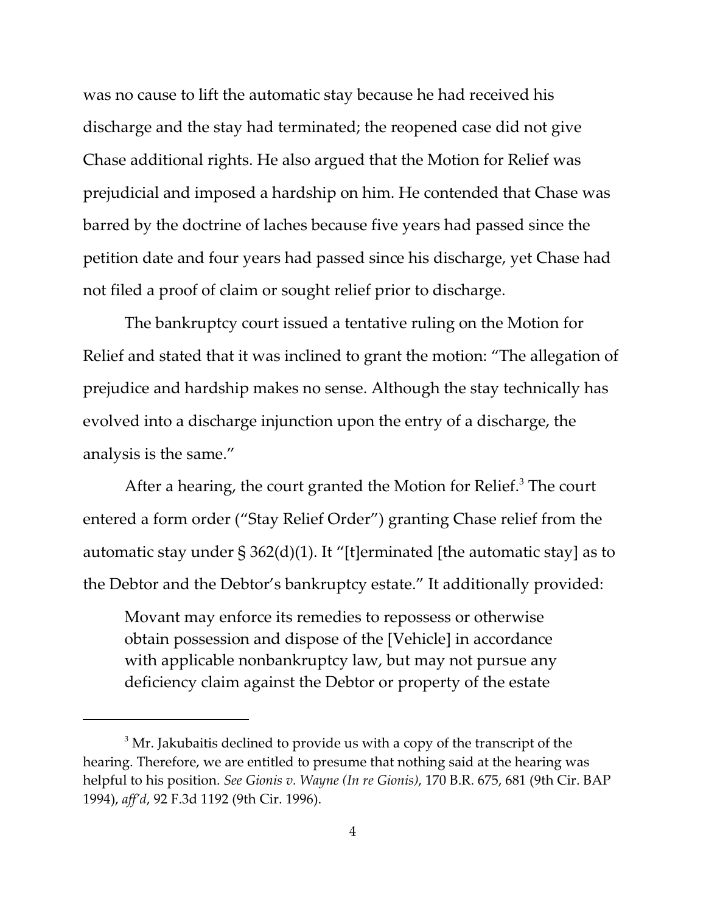was no cause to lift the automatic stay because he had received his discharge and the stay had terminated; the reopened case did not give Chase additional rights. He also argued that the Motion for Relief was prejudicial and imposed a hardship on him. He contended that Chase was barred by the doctrine of laches because five years had passed since the petition date and four years had passed since his discharge, yet Chase had not filed a proof of claim or sought relief prior to discharge.

The bankruptcy court issued a tentative ruling on the Motion for Relief and stated that it was inclined to grant the motion: "The allegation of prejudice and hardship makes no sense. Although the stay technically has evolved into a discharge injunction upon the entry of a discharge, the analysis is the same."

After a hearing, the court granted the Motion for Relief.[3] The court entered a form order ("Stay Relief Order") granting Chase relief from the automatic stay under § 362(d)(1). It "[t]erminated [the automatic stay] as to the Debtor and the Debtor's bankruptcy estate." It additionally provided:

> Movant may enforce its remedies to repossess or otherwise obtain possession and dispose of the [Vehicle] in accordance with applicable nonbankruptcy law, but may not pursue any deficiency claim against the Debtor or property of the estate

---

[3] Mr. Jakubaitis declined to provide us with a copy of the transcript of the hearing. Therefore, we are entitled to presume that nothing said at the hearing was helpful to his position. *See Gionis v. Wayne (In re Gionis)*, 170 B.R. 675, 681 (9th Cir. BAP 1994), *aff'd*, 92 F.3d 1192 (9th Cir. 1996).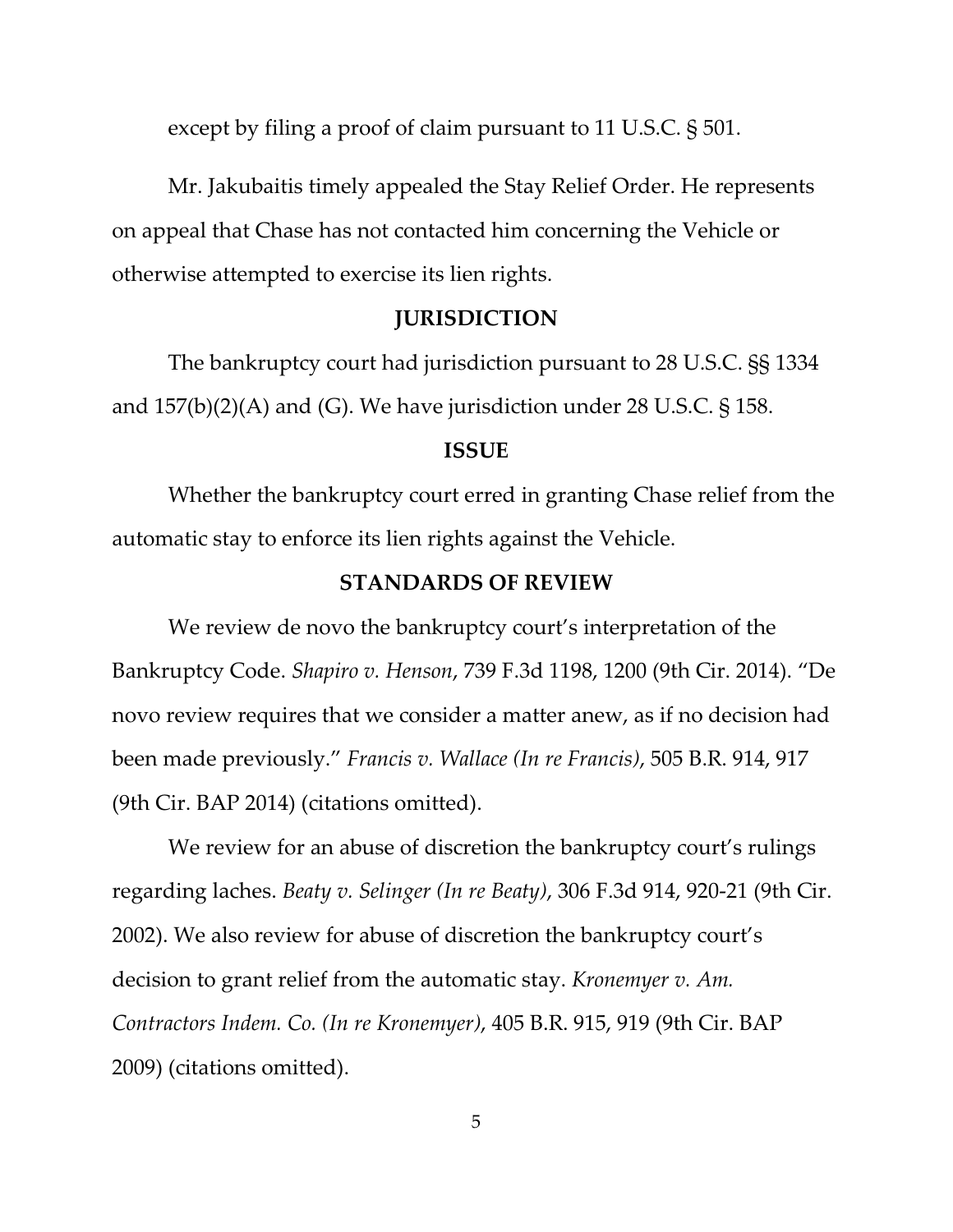except by filing a proof of claim pursuant to 11 U.S.C. § 501.

Mr. Jakubaitis timely appealed the Stay Relief Order. He represents on appeal that Chase has not contacted him concerning the Vehicle or otherwise attempted to exercise its lien rights.

## JURISDICTION

The bankruptcy court had jurisdiction pursuant to 28 U.S.C. §§ 1334 and 157(b)(2)(A) and (G). We have jurisdiction under 28 U.S.C. § 158.

## ISSUE

Whether the bankruptcy court erred in granting Chase relief from the automatic stay to enforce its lien rights against the Vehicle.

## STANDARDS OF REVIEW

We review de novo the bankruptcy court's interpretation of the Bankruptcy Code. *Shapiro v. Henson*, 739 F.3d 1198, 1200 (9th Cir. 2014). "De novo review requires that we consider a matter anew, as if no decision had been made previously." *Francis v. Wallace (In re Francis)*, 505 B.R. 914, 917 (9th Cir. BAP 2014) (citations omitted).

We review for an abuse of discretion the bankruptcy court's rulings regarding laches. *Beaty v. Selinger (In re Beaty)*, 306 F.3d 914, 920-21 (9th Cir. 2002). We also review for abuse of discretion the bankruptcy court's decision to grant relief from the automatic stay. *Kronemyer v. Am. Contractors Indem. Co. (In re Kronemyer)*, 405 B.R. 915, 919 (9th Cir. BAP 2009) (citations omitted).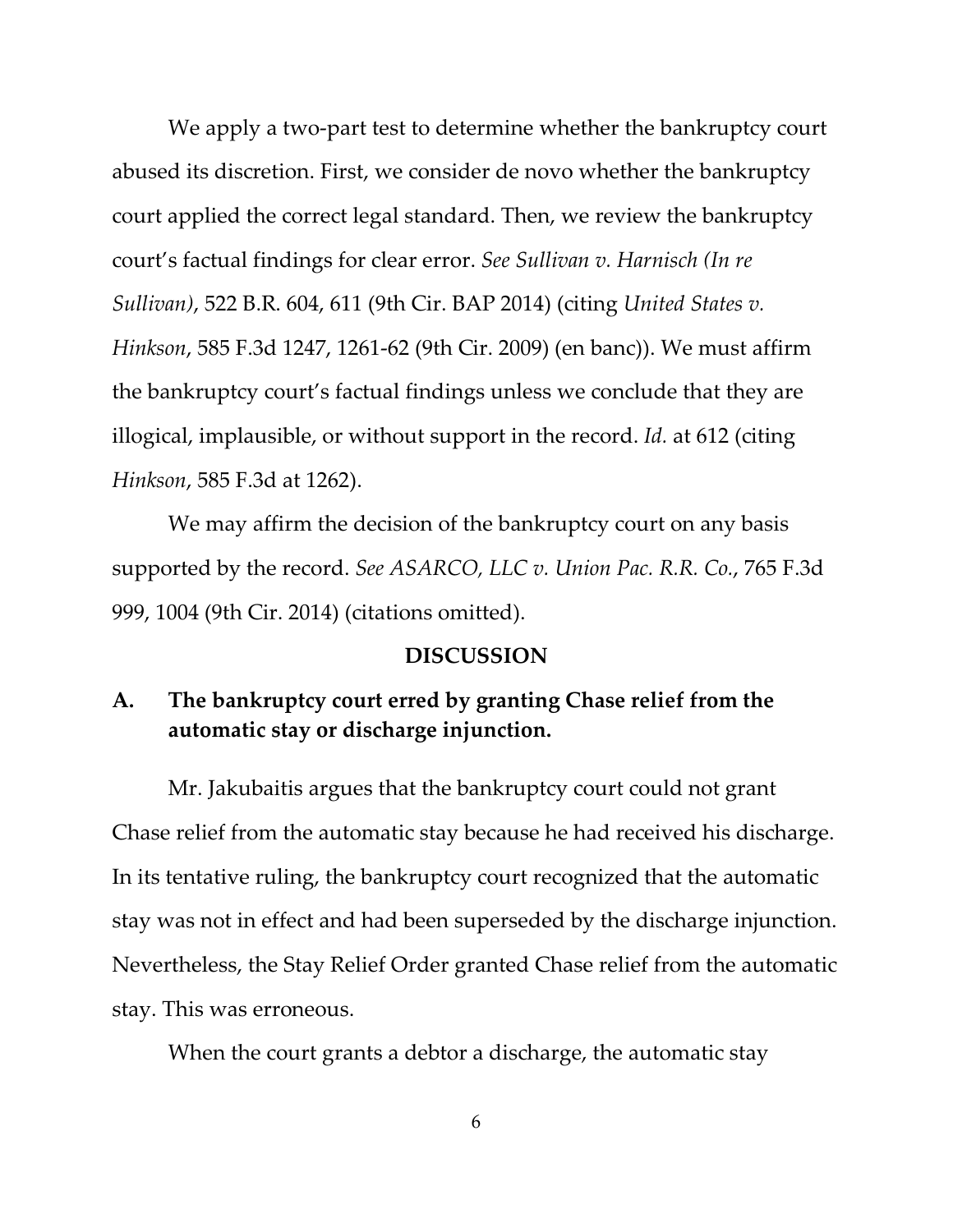We apply a two-part test to determine whether the bankruptcy court abused its discretion. First, we consider de novo whether the bankruptcy court applied the correct legal standard. Then, we review the bankruptcy court's factual findings for clear error. *See Sullivan v. Harnisch (In re Sullivan)*, 522 B.R. 604, 611 (9th Cir. BAP 2014) (citing *United States v. Hinkson*, 585 F.3d 1247, 1261-62 (9th Cir. 2009) (en banc)). We must affirm the bankruptcy court's factual findings unless we conclude that they are illogical, implausible, or without support in the record. *Id.* at 612 (citing *Hinkson*, 585 F.3d at 1262).

We may affirm the decision of the bankruptcy court on any basis supported by the record. *See ASARCO, LLC v. Union Pac. R.R. Co.*, 765 F.3d 999, 1004 (9th Cir. 2014) (citations omitted).

## DISCUSSION

### A. The bankruptcy court erred by granting Chase relief from the automatic stay or discharge injunction.

Mr. Jakubaitis argues that the bankruptcy court could not grant Chase relief from the automatic stay because he had received his discharge. In its tentative ruling, the bankruptcy court recognized that the automatic stay was not in effect and had been superseded by the discharge injunction. Nevertheless, the Stay Relief Order granted Chase relief from the automatic stay. This was erroneous.

When the court grants a debtor a discharge, the automatic stay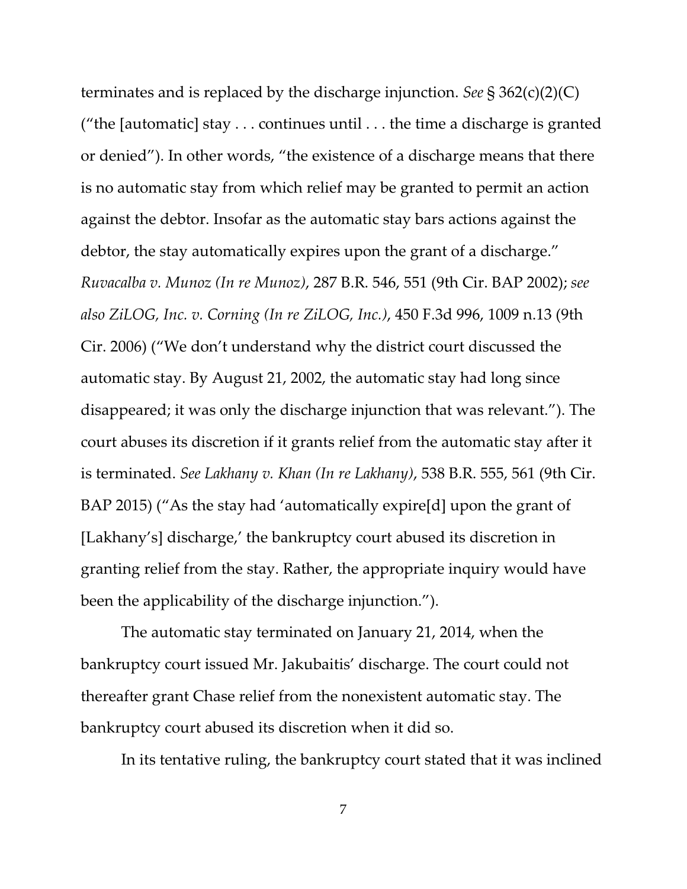terminates and is replaced by the discharge injunction. *See* § 362(c)(2)(C) ("the [automatic] stay . . . continues until . . . the time a discharge is granted or denied"). In other words, "the existence of a discharge means that there is no automatic stay from which relief may be granted to permit an action against the debtor. Insofar as the automatic stay bars actions against the debtor, the stay automatically expires upon the grant of a discharge." *Ruvacalba v. Munoz (In re Munoz)*, 287 B.R. 546, 551 (9th Cir. BAP 2002); *see also ZiLOG, Inc. v. Corning (In re ZiLOG, Inc.)*, 450 F.3d 996, 1009 n.13 (9th Cir. 2006) ("We don't understand why the district court discussed the automatic stay. By August 21, 2002, the automatic stay had long since disappeared; it was only the discharge injunction that was relevant."). The court abuses its discretion if it grants relief from the automatic stay after it is terminated. *See Lakhany v. Khan (In re Lakhany)*, 538 B.R. 555, 561 (9th Cir. BAP 2015) ("As the stay had 'automatically expire[d] upon the grant of [Lakhany's] discharge,' the bankruptcy court abused its discretion in granting relief from the stay. Rather, the appropriate inquiry would have been the applicability of the discharge injunction.").

The automatic stay terminated on January 21, 2014, when the bankruptcy court issued Mr. Jakubaitis' discharge. The court could not thereafter grant Chase relief from the nonexistent automatic stay. The bankruptcy court abused its discretion when it did so.

In its tentative ruling, the bankruptcy court stated that it was inclined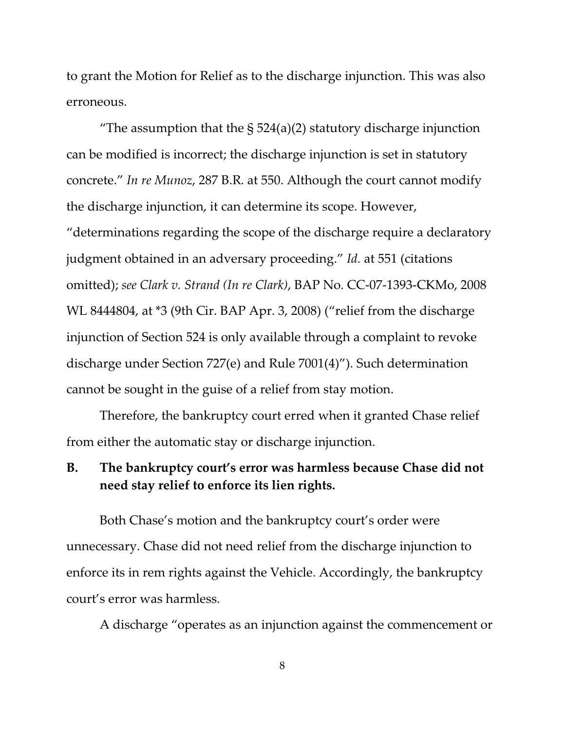to grant the Motion for Relief as to the discharge injunction. This was also erroneous.

"The assumption that the § 524(a)(2) statutory discharge injunction can be modified is incorrect; the discharge injunction is set in statutory concrete." *In re Munoz*, 287 B.R. at 550. Although the court cannot modify the discharge injunction, it can determine its scope. However, "determinations regarding the scope of the discharge require a declaratory judgment obtained in an adversary proceeding." *Id.* at 551 (citations omitted); *see Clark v. Strand (In re Clark)*, BAP No. CC-07-1393-CKMo, 2008 WL 8444804, at *3 (9th Cir. BAP Apr. 3, 2008) ("relief from the discharge injunction of Section 524 is only available through a complaint to revoke discharge under Section 727(e) and Rule 7001(4)"). Such determination cannot be sought in the guise of a relief from stay motion.

Therefore, the bankruptcy court erred when it granted Chase relief from either the automatic stay or discharge injunction.

### B. The bankruptcy court's error was harmless because Chase did not need stay relief to enforce its lien rights.

Both Chase's motion and the bankruptcy court's order were unnecessary. Chase did not need relief from the discharge injunction to enforce its in rem rights against the Vehicle. Accordingly, the bankruptcy court's error was harmless.

A discharge "operates as an injunction against the commencement or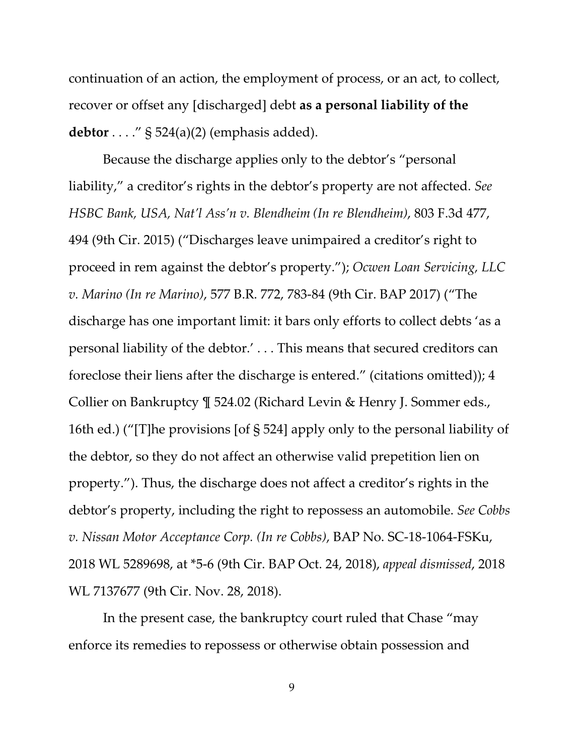continuation of an action, the employment of process, or an act, to collect, recover or offset any [discharged] debt **as a personal liability of the debtor** . . . ." § 524(a)(2) (emphasis added).

Because the discharge applies only to the debtor's "personal liability," a creditor's rights in the debtor's property are not affected. *See HSBC Bank, USA, Nat'l Ass'n v. Blendheim (In re Blendheim)*, 803 F.3d 477, 494 (9th Cir. 2015) ("Discharges leave unimpaired a creditor's right to proceed in rem against the debtor's property."); *Ocwen Loan Servicing, LLC v. Marino (In re Marino)*, 577 B.R. 772, 783-84 (9th Cir. BAP 2017) ("The discharge has one important limit: it bars only efforts to collect debts 'as a personal liability of the debtor.' . . . This means that secured creditors can foreclose their liens after the discharge is entered." (citations omitted)); 4 Collier on Bankruptcy ¶ 524.02 (Richard Levin & Henry J. Sommer eds., 16th ed.) ("[T]he provisions [of § 524] apply only to the personal liability of the debtor, so they do not affect an otherwise valid prepetition lien on property."). Thus, the discharge does not affect a creditor's rights in the debtor's property, including the right to repossess an automobile. *See Cobbs v. Nissan Motor Acceptance Corp. (In re Cobbs)*, BAP No. SC-18-1064-FSKu, 2018 WL 5289698, at *5-6 (9th Cir. BAP Oct. 24, 2018), *appeal dismissed*, 2018 WL 7137677 (9th Cir. Nov. 28, 2018).

In the present case, the bankruptcy court ruled that Chase "may enforce its remedies to repossess or otherwise obtain possession and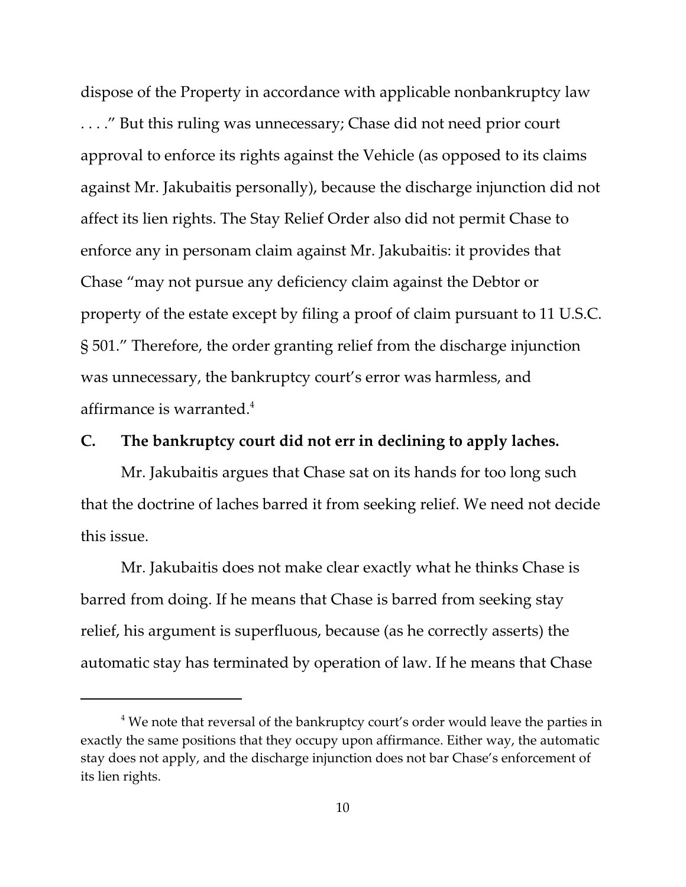dispose of the Property in accordance with applicable nonbankruptcy law . . . ." But this ruling was unnecessary; Chase did not need prior court approval to enforce its rights against the Vehicle (as opposed to its claims against Mr. Jakubaitis personally), because the discharge injunction did not affect its lien rights. The Stay Relief Order also did not permit Chase to enforce any in personam claim against Mr. Jakubaitis: it provides that Chase "may not pursue any deficiency claim against the Debtor or property of the estate except by filing a proof of claim pursuant to 11 U.S.C. § 501." Therefore, the order granting relief from the discharge injunction was unnecessary, the bankruptcy court's error was harmless, and affirmance is warranted.[4]

## C. The bankruptcy court did not err in declining to apply laches.

Mr. Jakubaitis argues that Chase sat on its hands for too long such that the doctrine of laches barred it from seeking relief. We need not decide this issue.

Mr. Jakubaitis does not make clear exactly what he thinks Chase is barred from doing. If he means that Chase is barred from seeking stay relief, his argument is superfluous, because (as he correctly asserts) the automatic stay has terminated by operation of law. If he means that Chase

[4] We note that reversal of the bankruptcy court's order would leave the parties in exactly the same positions that they occupy upon affirmance. Either way, the automatic stay does not apply, and the discharge injunction does not bar Chase's enforcement of its lien rights.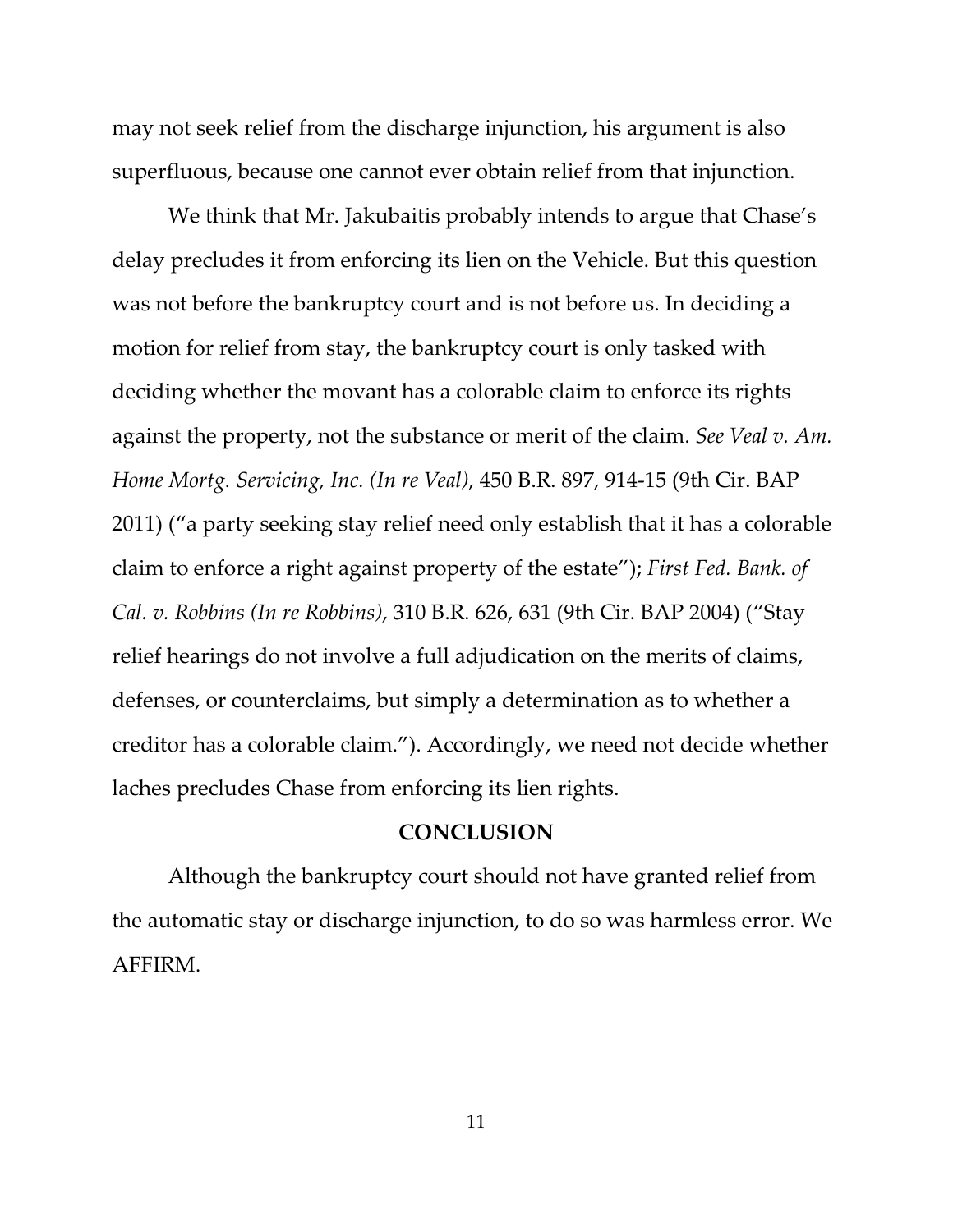may not seek relief from the discharge injunction, his argument is also superfluous, because one cannot ever obtain relief from that injunction.

We think that Mr. Jakubaitis probably intends to argue that Chase's delay precludes it from enforcing its lien on the Vehicle. But this question was not before the bankruptcy court and is not before us. In deciding a motion for relief from stay, the bankruptcy court is only tasked with deciding whether the movant has a colorable claim to enforce its rights against the property, not the substance or merit of the claim. *See Veal v. Am. Home Mortg. Servicing, Inc. (In re Veal)*, 450 B.R. 897, 914-15 (9th Cir. BAP 2011) ("a party seeking stay relief need only establish that it has a colorable claim to enforce a right against property of the estate"); *First Fed. Bank. of Cal. v. Robbins (In re Robbins)*, 310 B.R. 626, 631 (9th Cir. BAP 2004) ("Stay relief hearings do not involve a full adjudication on the merits of claims, defenses, or counterclaims, but simply a determination as to whether a creditor has a colorable claim."). Accordingly, we need not decide whether laches precludes Chase from enforcing its lien rights.

## CONCLUSION

Although the bankruptcy court should not have granted relief from the automatic stay or discharge injunction, to do so was harmless error. We AFFIRM.